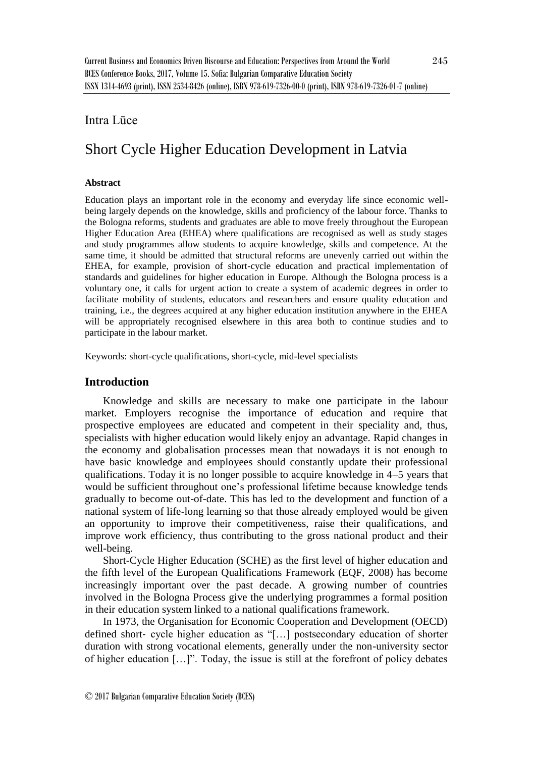Intra Lūce

# Short Cycle Higher Education Development in Latvia

### Abstract

Education plays an important role in the economy and everyday life since economic well-being largely depends on the knowledge, skills and proficiency of the labour force. Thanks to the Bologna reforms, students and graduates are able to move freely throughout the European Higher Education Area (EHEA) where qualifications are recognised as well as study stages and study programmes allow students to acquire knowledge, skills and competence. At the same time, it should be admitted that structural reforms are unevenly carried out within the EHEA, for example, provision of short-cycle education and practical implementation of standards and guidelines for higher education in Europe. Although the Bologna process is a voluntary one, it calls for urgent action to create a system of academic degrees in order to facilitate mobility of students, educators and researchers and ensure quality education and training, i.e., the degrees acquired at any higher education institution anywhere in the EHEA will be appropriately recognised elsewhere in this area both to continue studies and to participate in the labour market.

Keywords: short-cycle qualifications, short-cycle, mid-level specialists

## Introduction

Knowledge and skills are necessary to make one participate in the labour market. Employers recognise the importance of education and require that prospective employees are educated and competent in their speciality and, thus, specialists with higher education would likely enjoy an advantage. Rapid changes in the economy and globalisation processes mean that nowadays it is not enough to have basic knowledge and employees should constantly update their professional qualifications. Today it is no longer possible to acquire knowledge in 4–5 years that would be sufficient throughout one's professional lifetime because knowledge tends gradually to become out-of-date. This has led to the development and function of a national system of life-long learning so that those already employed would be given an opportunity to improve their competitiveness, raise their qualifications, and improve work efficiency, thus contributing to the gross national product and their well-being.

Short-Cycle Higher Education (SCHE) as the first level of higher education and the fifth level of the European Qualifications Framework (EQF, 2008) has become increasingly important over the past decade. A growing number of countries involved in the Bologna Process give the underlying programmes a formal position in their education system linked to a national qualifications framework.

In 1973, the Organisation for Economic Cooperation and Development (OECD) defined short- cycle higher education as "[…] postsecondary education of shorter duration with strong vocational elements, generally under the non-university sector of higher education […]". Today, the issue is still at the forefront of policy debates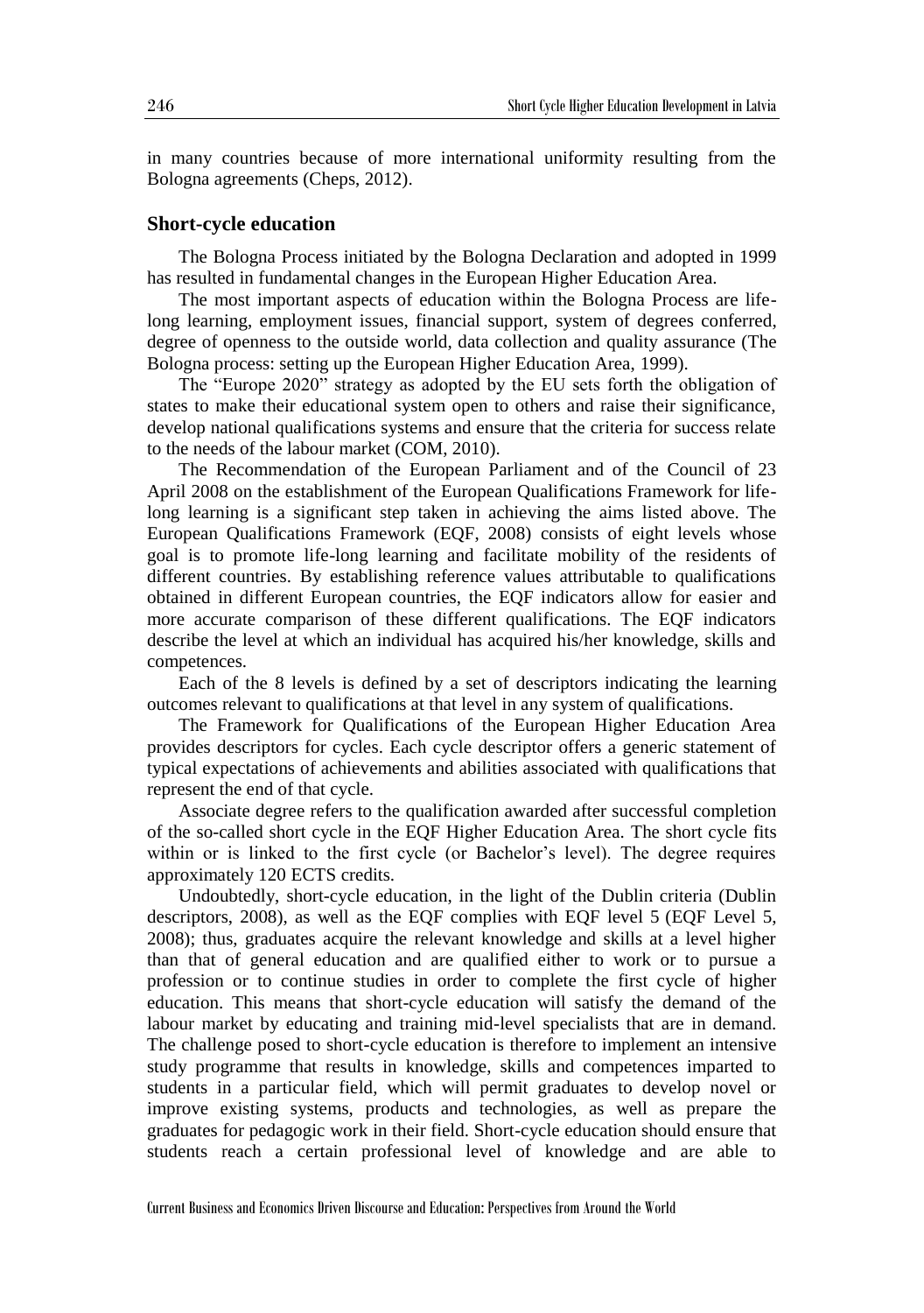in many countries because of more international uniformity resulting from the Bologna agreements (Cheps, 2012).

## Short-cycle education

The Bologna Process initiated by the Bologna Declaration and adopted in 1999 has resulted in fundamental changes in the European Higher Education Area.

The most important aspects of education within the Bologna Process are life-long learning, employment issues, financial support, system of degrees conferred, degree of openness to the outside world, data collection and quality assurance (The Bologna process: setting up the European Higher Education Area, 1999).

The "Europe 2020" strategy as adopted by the EU sets forth the obligation of states to make their educational system open to others and raise their significance, develop national qualifications systems and ensure that the criteria for success relate to the needs of the labour market (COM, 2010).

The Recommendation of the European Parliament and of the Council of 23 April 2008 on the establishment of the European Qualifications Framework for life-long learning is a significant step taken in achieving the aims listed above. The European Qualifications Framework (EQF, 2008) consists of eight levels whose goal is to promote life-long learning and facilitate mobility of the residents of different countries. By establishing reference values attributable to qualifications obtained in different European countries, the EQF indicators allow for easier and more accurate comparison of these different qualifications. The EQF indicators describe the level at which an individual has acquired his/her knowledge, skills and competences.

Each of the 8 levels is defined by a set of descriptors indicating the learning outcomes relevant to qualifications at that level in any system of qualifications.

The Framework for Qualifications of the European Higher Education Area provides descriptors for cycles. Each cycle descriptor offers a generic statement of typical expectations of achievements and abilities associated with qualifications that represent the end of that cycle.

Associate degree refers to the qualification awarded after successful completion of the so-called short cycle in the EQF Higher Education Area. The short cycle fits within or is linked to the first cycle (or Bachelor's level). The degree requires approximately 120 ECTS credits.

Undoubtedly, short-cycle education, in the light of the Dublin criteria (Dublin descriptors, 2008), as well as the EQF complies with EQF level 5 (EQF Level 5, 2008); thus, graduates acquire the relevant knowledge and skills at a level higher than that of general education and are qualified either to work or to pursue a profession or to continue studies in order to complete the first cycle of higher education. This means that short-cycle education will satisfy the demand of the labour market by educating and training mid-level specialists that are in demand. The challenge posed to short-cycle education is therefore to implement an intensive study programme that results in knowledge, skills and competences imparted to students in a particular field, which will permit graduates to develop novel or improve existing systems, products and technologies, as well as prepare the graduates for pedagogic work in their field. Short-cycle education should ensure that students reach a certain professional level of knowledge and are able to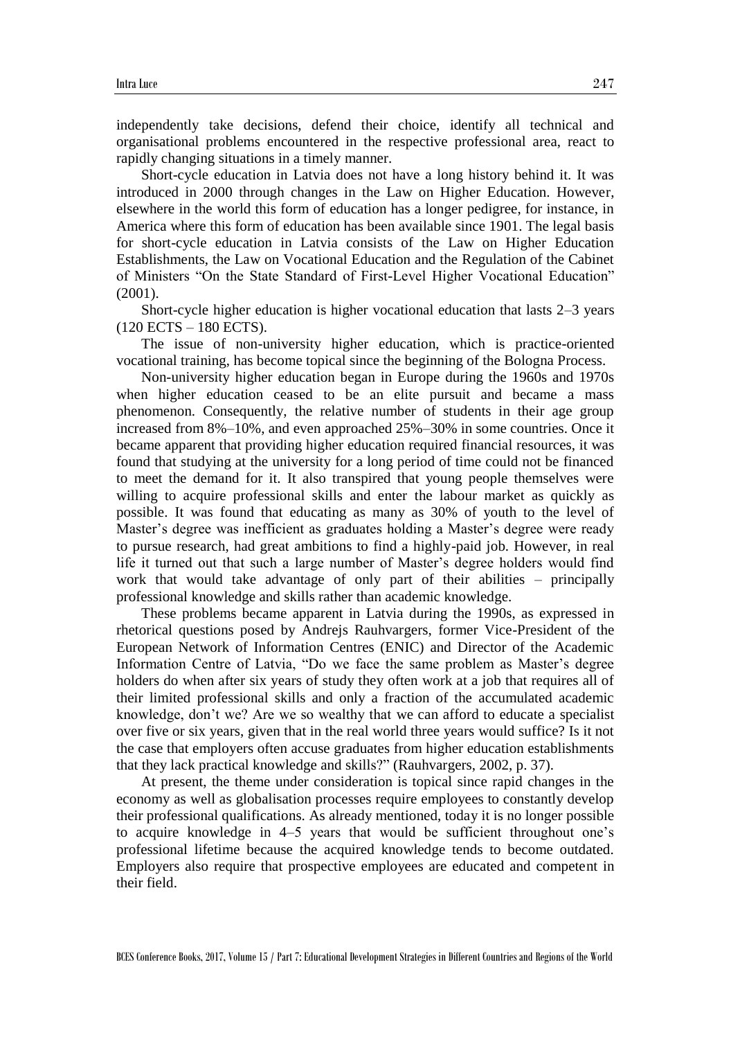independently take decisions, defend their choice, identify all technical and organisational problems encountered in the respective professional area, react to rapidly changing situations in a timely manner.

Short-cycle education in Latvia does not have a long history behind it. It was introduced in 2000 through changes in the Law on Higher Education. However, elsewhere in the world this form of education has a longer pedigree, for instance, in America where this form of education has been available since 1901. The legal basis for short-cycle education in Latvia consists of the Law on Higher Education Establishments, the Law on Vocational Education and the Regulation of the Cabinet of Ministers "On the State Standard of First-Level Higher Vocational Education" (2001).

Short-cycle higher education is higher vocational education that lasts 2–3 years (120 ECTS – 180 ECTS).

The issue of non-university higher education, which is practice-oriented vocational training, has become topical since the beginning of the Bologna Process.

Non-university higher education began in Europe during the 1960s and 1970s when higher education ceased to be an elite pursuit and became a mass phenomenon. Consequently, the relative number of students in their age group increased from 8%–10%, and even approached 25%–30% in some countries. Once it became apparent that providing higher education required financial resources, it was found that studying at the university for a long period of time could not be financed to meet the demand for it. It also transpired that young people themselves were willing to acquire professional skills and enter the labour market as quickly as possible. It was found that educating as many as 30% of youth to the level of Master's degree was inefficient as graduates holding a Master's degree were ready to pursue research, had great ambitions to find a highly-paid job. However, in real life it turned out that such a large number of Master's degree holders would find work that would take advantage of only part of their abilities – principally professional knowledge and skills rather than academic knowledge.

These problems became apparent in Latvia during the 1990s, as expressed in rhetorical questions posed by Andrejs Rauhvargers, former Vice-President of the European Network of Information Centres (ENIC) and Director of the Academic Information Centre of Latvia, "Do we face the same problem as Master's degree holders do when after six years of study they often work at a job that requires all of their limited professional skills and only a fraction of the accumulated academic knowledge, don't we? Are we so wealthy that we can afford to educate a specialist over five or six years, given that in the real world three years would suffice? Is it not the case that employers often accuse graduates from higher education establishments that they lack practical knowledge and skills?" (Rauhvargers, 2002, p. 37).

At present, the theme under consideration is topical since rapid changes in the economy as well as globalisation processes require employees to constantly develop their professional qualifications. As already mentioned, today it is no longer possible to acquire knowledge in 4–5 years that would be sufficient throughout one's professional lifetime because the acquired knowledge tends to become outdated. Employers also require that prospective employees are educated and competent in their field.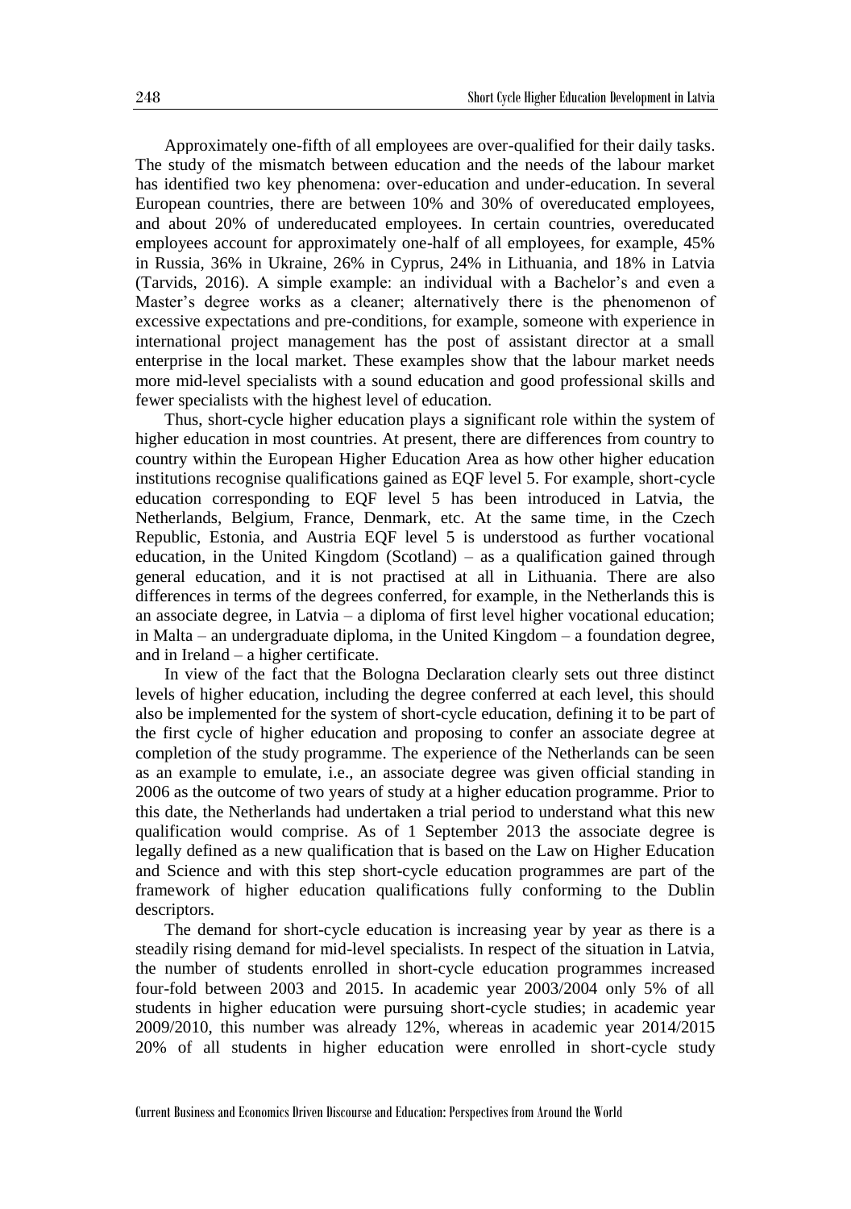Approximately one-fifth of all employees are over-qualified for their daily tasks. The study of the mismatch between education and the needs of the labour market has identified two key phenomena: over-education and under-education. In several European countries, there are between 10% and 30% of overeducated employees, and about 20% of undereducated employees. In certain countries, overeducated employees account for approximately one-half of all employees, for example, 45% in Russia, 36% in Ukraine, 26% in Cyprus, 24% in Lithuania, and 18% in Latvia (Tarvids, 2016). A simple example: an individual with a Bachelor's and even a Master's degree works as a cleaner; alternatively there is the phenomenon of excessive expectations and pre-conditions, for example, someone with experience in international project management has the post of assistant director at a small enterprise in the local market. These examples show that the labour market needs more mid-level specialists with a sound education and good professional skills and fewer specialists with the highest level of education.

Thus, short-cycle higher education plays a significant role within the system of higher education in most countries. At present, there are differences from country to country within the European Higher Education Area as how other higher education institutions recognise qualifications gained as EQF level 5. For example, short-cycle education corresponding to EQF level 5 has been introduced in Latvia, the Netherlands, Belgium, France, Denmark, etc. At the same time, in the Czech Republic, Estonia, and Austria EQF level 5 is understood as further vocational education, in the United Kingdom (Scotland) – as a qualification gained through general education, and it is not practised at all in Lithuania. There are also differences in terms of the degrees conferred, for example, in the Netherlands this is an associate degree, in Latvia – a diploma of first level higher vocational education; in Malta – an undergraduate diploma, in the United Kingdom – a foundation degree, and in Ireland – a higher certificate.

In view of the fact that the Bologna Declaration clearly sets out three distinct levels of higher education, including the degree conferred at each level, this should also be implemented for the system of short-cycle education, defining it to be part of the first cycle of higher education and proposing to confer an associate degree at completion of the study programme. The experience of the Netherlands can be seen as an example to emulate, i.e., an associate degree was given official standing in 2006 as the outcome of two years of study at a higher education programme. Prior to this date, the Netherlands had undertaken a trial period to understand what this new qualification would comprise. As of 1 September 2013 the associate degree is legally defined as a new qualification that is based on the Law on Higher Education and Science and with this step short-cycle education programmes are part of the framework of higher education qualifications fully conforming to the Dublin descriptors.

The demand for short-cycle education is increasing year by year as there is a steadily rising demand for mid-level specialists. In respect of the situation in Latvia, the number of students enrolled in short-cycle education programmes increased four-fold between 2003 and 2015. In academic year 2003/2004 only 5% of all students in higher education were pursuing short-cycle studies; in academic year 2009/2010, this number was already 12%, whereas in academic year 2014/2015 20% of all students in higher education were enrolled in short-cycle study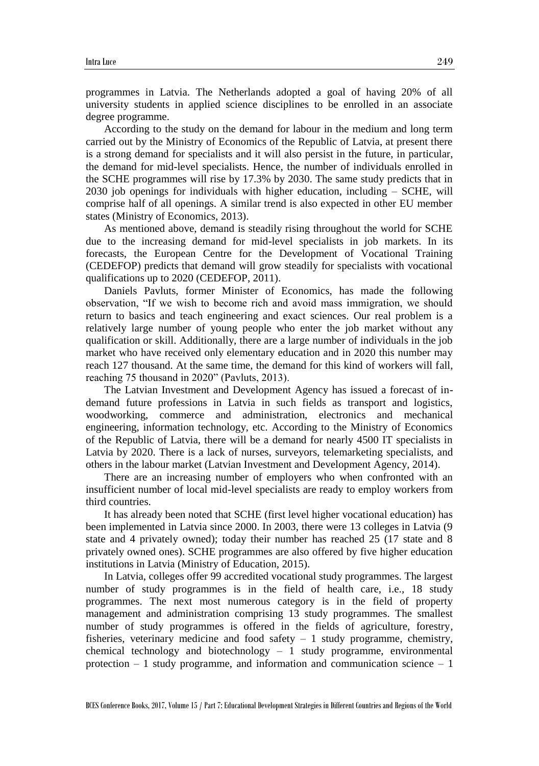programmes in Latvia. The Netherlands adopted a goal of having 20% of all university students in applied science disciplines to be enrolled in an associate degree programme.

According to the study on the demand for labour in the medium and long term carried out by the Ministry of Economics of the Republic of Latvia, at present there is a strong demand for specialists and it will also persist in the future, in particular, the demand for mid-level specialists. Hence, the number of individuals enrolled in the SCHE programmes will rise by 17.3% by 2030. The same study predicts that in 2030 job openings for individuals with higher education, including – SCHE, will comprise half of all openings. A similar trend is also expected in other EU member states (Ministry of Economics, 2013).

As mentioned above, demand is steadily rising throughout the world for SCHE due to the increasing demand for mid-level specialists in job markets. In its forecasts, the European Centre for the Development of Vocational Training (CEDEFOP) predicts that demand will grow steadily for specialists with vocational qualifications up to 2020 (CEDEFOP, 2011).

Daniels Pavluts, former Minister of Economics, has made the following observation, "If we wish to become rich and avoid mass immigration, we should return to basics and teach engineering and exact sciences. Our real problem is a relatively large number of young people who enter the job market without any qualification or skill. Additionally, there are a large number of individuals in the job market who have received only elementary education and in 2020 this number may reach 127 thousand. At the same time, the demand for this kind of workers will fall, reaching 75 thousand in 2020" (Pavluts, 2013).

The Latvian Investment and Development Agency has issued a forecast of in-demand future professions in Latvia in such fields as transport and logistics, woodworking, commerce and administration, electronics and mechanical engineering, information technology, etc. According to the Ministry of Economics of the Republic of Latvia, there will be a demand for nearly 4500 IT specialists in Latvia by 2020. There is a lack of nurses, surveyors, telemarketing specialists, and others in the labour market (Latvian Investment and Development Agency, 2014).

There are an increasing number of employers who when confronted with an insufficient number of local mid-level specialists are ready to employ workers from third countries.

It has already been noted that SCHE (first level higher vocational education) has been implemented in Latvia since 2000. In 2003, there were 13 colleges in Latvia (9 state and 4 privately owned); today their number has reached 25 (17 state and 8 privately owned ones). SCHE programmes are also offered by five higher education institutions in Latvia (Ministry of Education, 2015).

In Latvia, colleges offer 99 accredited vocational study programmes. The largest number of study programmes is in the field of health care, i.e., 18 study programmes. The next most numerous category is in the field of property management and administration comprising 13 study programmes. The smallest number of study programmes is offered in the fields of agriculture, forestry, fisheries, veterinary medicine and food safety – 1 study programme, chemistry, chemical technology and biotechnology – 1 study programme, environmental protection – 1 study programme, and information and communication science – 1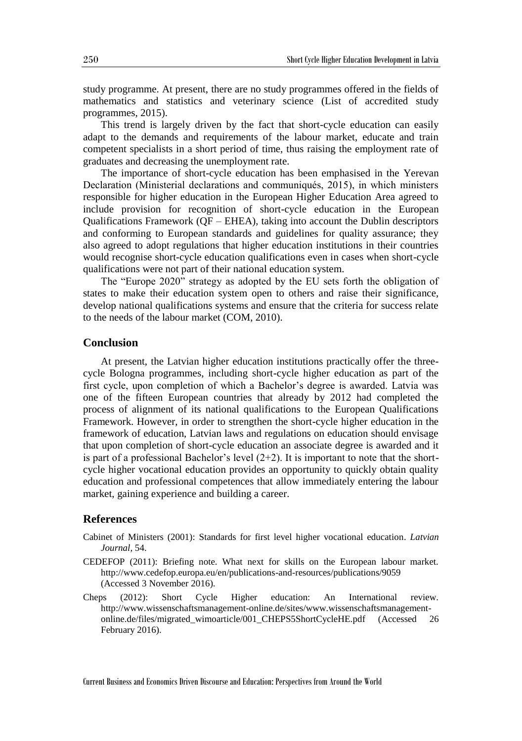study programme. At present, there are no study programmes offered in the fields of mathematics and statistics and veterinary science (List of accredited study programmes, 2015).

This trend is largely driven by the fact that short-cycle education can easily adapt to the demands and requirements of the labour market, educate and train competent specialists in a short period of time, thus raising the employment rate of graduates and decreasing the unemployment rate.

The importance of short-cycle education has been emphasised in the Yerevan Declaration (Ministerial declarations and communiqués, 2015), in which ministers responsible for higher education in the European Higher Education Area agreed to include provision for recognition of short-cycle education in the European Qualifications Framework (QF – EHEA), taking into account the Dublin descriptors and conforming to European standards and guidelines for quality assurance; they also agreed to adopt regulations that higher education institutions in their countries would recognise short-cycle education qualifications even in cases when short-cycle qualifications were not part of their national education system.

The "Europe 2020" strategy as adopted by the EU sets forth the obligation of states to make their education system open to others and raise their significance, develop national qualifications systems and ensure that the criteria for success relate to the needs of the labour market (COM, 2010).

## Conclusion

At present, the Latvian higher education institutions practically offer the three-cycle Bologna programmes, including short-cycle higher education as part of the first cycle, upon completion of which a Bachelor's degree is awarded. Latvia was one of the fifteen European countries that already by 2012 had completed the process of alignment of its national qualifications to the European Qualifications Framework. However, in order to strengthen the short-cycle higher education in the framework of education, Latvian laws and regulations on education should envisage that upon completion of short-cycle education an associate degree is awarded and it is part of a professional Bachelor's level (2+2). It is important to note that the short-cycle higher vocational education provides an opportunity to quickly obtain quality education and professional competences that allow immediately entering the labour market, gaining experience and building a career.

## References

Cabinet of Ministers (2001): Standards for first level higher vocational education. *Latvian Journal*, 54.

CEDEFOP (2011): Briefing note. What next for skills on the European labour market. http://www.cedefop.europa.eu/en/publications-and-resources/publications/9059 (Accessed 3 November 2016).

Cheps (2012): Short Cycle Higher education: An International review. http://www.wissenschaftsmanagement-online.de/sites/www.wissenschaftsmanagement-online.de/files/migrated_wimoarticle/001_CHEPS5ShortCycleHE.pdf (Accessed 26 February 2016).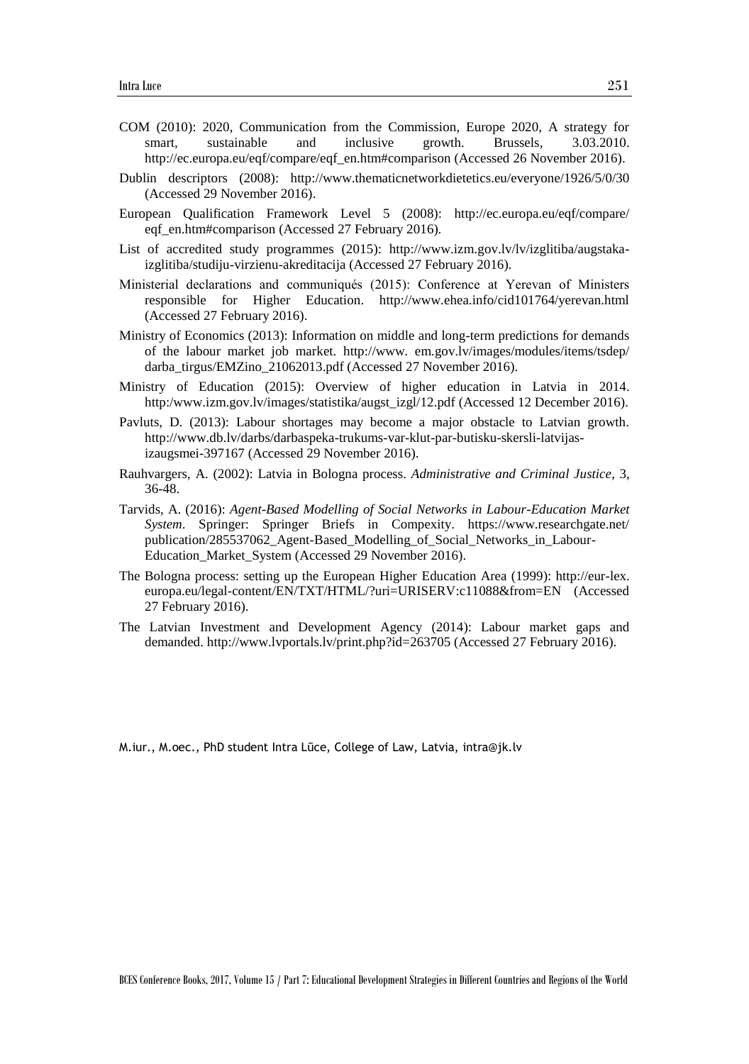COM (2010): 2020, Communication from the Commission, Europe 2020, A strategy for smart, sustainable and inclusive growth. Brussels, 3.03.2010. http://ec.europa.eu/eqf/compare/eqf_en.htm#comparison (Accessed 26 November 2016).

Dublin descriptors (2008): http://www.thematicnetworkdietetics.eu/everyone/1926/5/0/30 (Accessed 29 November 2016).

European Qualification Framework Level 5 (2008): http://ec.europa.eu/eqf/compare/eqf_en.htm#comparison (Accessed 27 February 2016).

List of accredited study programmes (2015): http://www.izm.gov.lv/lv/izglitiba/augstaka-izglitiba/studiju-virzienu-akreditacija (Accessed 27 February 2016).

Ministerial declarations and communiqués (2015): Conference at Yerevan of Ministers responsible for Higher Education. http://www.ehea.info/cid101764/yerevan.html (Accessed 27 February 2016).

Ministry of Economics (2013): Information on middle and long-term predictions for demands of the labour market job market. http://www. em.gov.lv/images/modules/items/tsdep/darba_tirgus/EMZino_21062013.pdf (Accessed 27 November 2016).

Ministry of Education (2015): Overview of higher education in Latvia in 2014. http:/www.izm.gov.lv/images/statistika/augst_izgl/12.pdf (Accessed 12 December 2016).

Pavluts, D. (2013): Labour shortages may become a major obstacle to Latvian growth. http://www.db.lv/darbs/darbaspeka-trukums-var-klut-par-butisku-skersli-latvijas-izaugsmei-397167 (Accessed 29 November 2016).

Rauhvargers, A. (2002): Latvia in Bologna process. *Administrative and Criminal Justice*, 3, 36-48.

Tarvids, A. (2016): *Agent-Based Modelling of Social Networks in Labour-Education Market System*. Springer: Springer Briefs in Compexity. https://www.researchgate.net/publication/285537062_Agent-Based_Modelling_of_Social_Networks_in_Labour-Education_Market_System (Accessed 29 November 2016).

The Bologna process: setting up the European Higher Education Area (1999): http://eur-lex.europa.eu/legal-content/EN/TXT/HTML/?uri=URISERV:c11088&from=EN (Accessed 27 February 2016).

The Latvian Investment and Development Agency (2014): Labour market gaps and demanded. http://www.lvportals.lv/print.php?id=263705 (Accessed 27 February 2016).

M.iur., M.oec., PhD student Intra Lūce, College of Law, Latvia, intra@jk.lv